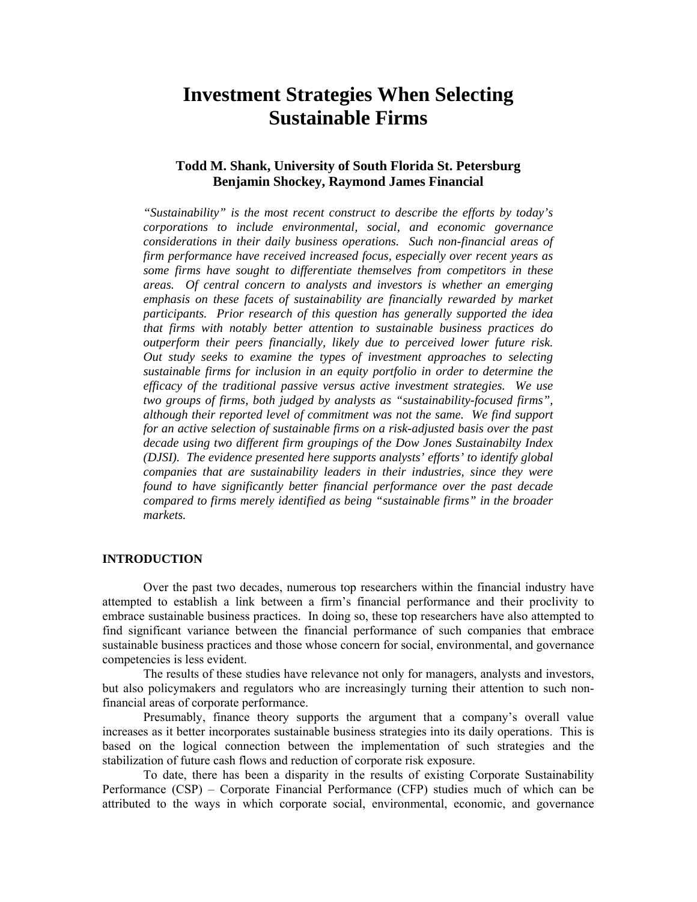# Investment Strategies When Selecting Sustainable Firms

**Todd M. Shank, University of South Florida St. Petersburg**
**Benjamin Shockey, Raymond James Financial**

*"Sustainability" is the most recent construct to describe the efforts by today's corporations to include environmental, social, and economic governance considerations in their daily business operations. Such non-financial areas of firm performance have received increased focus, especially over recent years as some firms have sought to differentiate themselves from competitors in these areas. Of central concern to analysts and investors is whether an emerging emphasis on these facets of sustainability are financially rewarded by market participants. Prior research of this question has generally supported the idea that firms with notably better attention to sustainable business practices do outperform their peers financially, likely due to perceived lower future risk. Out study seeks to examine the types of investment approaches to selecting sustainable firms for inclusion in an equity portfolio in order to determine the efficacy of the traditional passive versus active investment strategies. We use two groups of firms, both judged by analysts as "sustainability-focused firms", although their reported level of commitment was not the same. We find support for an active selection of sustainable firms on a risk-adjusted basis over the past decade using two different firm groupings of the Dow Jones Sustainabilty Index (DJSI). The evidence presented here supports analysts' efforts' to identify global companies that are sustainability leaders in their industries, since they were found to have significantly better financial performance over the past decade compared to firms merely identified as being "sustainable firms" in the broader markets.*

## INTRODUCTION

Over the past two decades, numerous top researchers within the financial industry have attempted to establish a link between a firm's financial performance and their proclivity to embrace sustainable business practices. In doing so, these top researchers have also attempted to find significant variance between the financial performance of such companies that embrace sustainable business practices and those whose concern for social, environmental, and governance competencies is less evident.

The results of these studies have relevance not only for managers, analysts and investors, but also policymakers and regulators who are increasingly turning their attention to such non-financial areas of corporate performance.

Presumably, finance theory supports the argument that a company's overall value increases as it better incorporates sustainable business strategies into its daily operations. This is based on the logical connection between the implementation of such strategies and the stabilization of future cash flows and reduction of corporate risk exposure.

To date, there has been a disparity in the results of existing Corporate Sustainability Performance (CSP) – Corporate Financial Performance (CFP) studies much of which can be attributed to the ways in which corporate social, environmental, economic, and governance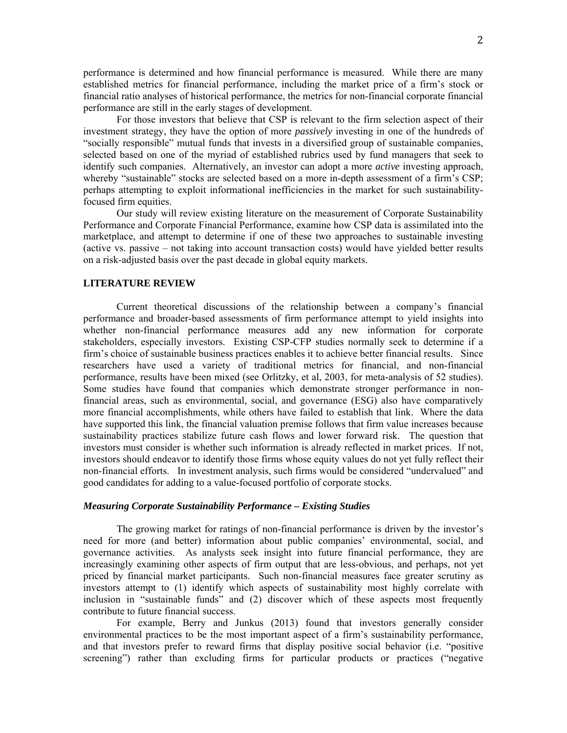performance is determined and how financial performance is measured. While there are many established metrics for financial performance, including the market price of a firm's stock or financial ratio analyses of historical performance, the metrics for non-financial corporate financial performance are still in the early stages of development.

For those investors that believe that CSP is relevant to the firm selection aspect of their investment strategy, they have the option of more *passively* investing in one of the hundreds of "socially responsible" mutual funds that invests in a diversified group of sustainable companies, selected based on one of the myriad of established rubrics used by fund managers that seek to identify such companies. Alternatively, an investor can adopt a more *active* investing approach, whereby "sustainable" stocks are selected based on a more in-depth assessment of a firm's CSP; perhaps attempting to exploit informational inefficiencies in the market for such sustainability-focused firm equities.

Our study will review existing literature on the measurement of Corporate Sustainability Performance and Corporate Financial Performance, examine how CSP data is assimilated into the marketplace, and attempt to determine if one of these two approaches to sustainable investing (active vs. passive – not taking into account transaction costs) would have yielded better results on a risk-adjusted basis over the past decade in global equity markets.

## LITERATURE REVIEW

Current theoretical discussions of the relationship between a company's financial performance and broader-based assessments of firm performance attempt to yield insights into whether non-financial performance measures add any new information for corporate stakeholders, especially investors. Existing CSP-CFP studies normally seek to determine if a firm's choice of sustainable business practices enables it to achieve better financial results. Since researchers have used a variety of traditional metrics for financial, and non-financial performance, results have been mixed (see Orlitzky, et al, 2003, for meta-analysis of 52 studies). Some studies have found that companies which demonstrate stronger performance in non-financial areas, such as environmental, social, and governance (ESG) also have comparatively more financial accomplishments, while others have failed to establish that link. Where the data have supported this link, the financial valuation premise follows that firm value increases because sustainability practices stabilize future cash flows and lower forward risk. The question that investors must consider is whether such information is already reflected in market prices. If not, investors should endeavor to identify those firms whose equity values do not yet fully reflect their non-financial efforts. In investment analysis, such firms would be considered "undervalued" and good candidates for adding to a value-focused portfolio of corporate stocks.

### *Measuring Corporate Sustainability Performance – Existing Studies*

The growing market for ratings of non-financial performance is driven by the investor's need for more (and better) information about public companies' environmental, social, and governance activities. As analysts seek insight into future financial performance, they are increasingly examining other aspects of firm output that are less-obvious, and perhaps, not yet priced by financial market participants. Such non-financial measures face greater scrutiny as investors attempt to (1) identify which aspects of sustainability most highly correlate with inclusion in "sustainable funds" and (2) discover which of these aspects most frequently contribute to future financial success.

For example, Berry and Junkus (2013) found that investors generally consider environmental practices to be the most important aspect of a firm's sustainability performance, and that investors prefer to reward firms that display positive social behavior (i.e. "positive screening") rather than excluding firms for particular products or practices ("negative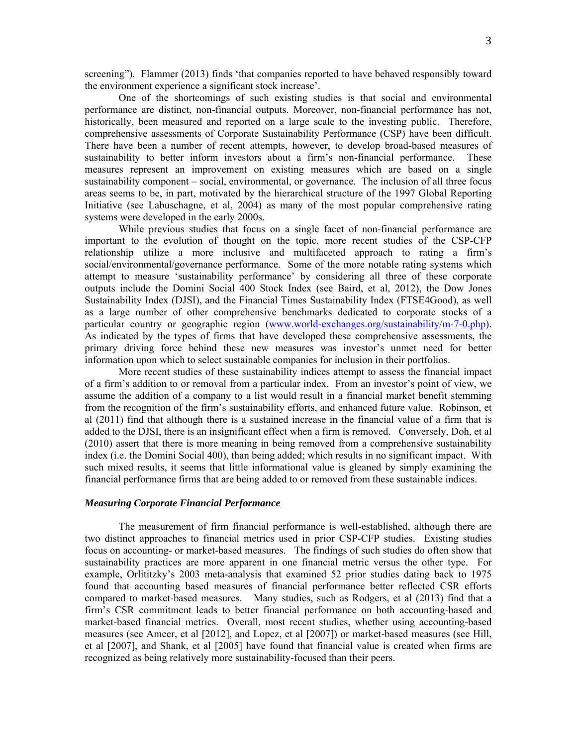screening"). Flammer (2013) finds 'that companies reported to have behaved responsibly toward the environment experience a significant stock increase'.

One of the shortcomings of such existing studies is that social and environmental performance are distinct, non-financial outputs. Moreover, non-financial performance has not, historically, been measured and reported on a large scale to the investing public. Therefore, comprehensive assessments of Corporate Sustainability Performance (CSP) have been difficult. There have been a number of recent attempts, however, to develop broad-based measures of sustainability to better inform investors about a firm's non-financial performance. These measures represent an improvement on existing measures which are based on a single sustainability component – social, environmental, or governance. The inclusion of all three focus areas seems to be, in part, motivated by the hierarchical structure of the 1997 Global Reporting Initiative (see Labuschagne, et al, 2004) as many of the most popular comprehensive rating systems were developed in the early 2000s.

While previous studies that focus on a single facet of non-financial performance are important to the evolution of thought on the topic, more recent studies of the CSP-CFP relationship utilize a more inclusive and multifaceted approach to rating a firm's social/environmental/governance performance. Some of the more notable rating systems which attempt to measure 'sustainability performance' by considering all three of these corporate outputs include the Domini Social 400 Stock Index (see Baird, et al, 2012), the Dow Jones Sustainability Index (DJSI), and the Financial Times Sustainability Index (FTSE4Good), as well as a large number of other comprehensive benchmarks dedicated to corporate stocks of a particular country or geographic region (www.world-exchanges.org/sustainability/m-7-0.php). As indicated by the types of firms that have developed these comprehensive assessments, the primary driving force behind these new measures was investor's unmet need for better information upon which to select sustainable companies for inclusion in their portfolios.

More recent studies of these sustainability indices attempt to assess the financial impact of a firm's addition to or removal from a particular index. From an investor's point of view, we assume the addition of a company to a list would result in a financial market benefit stemming from the recognition of the firm's sustainability efforts, and enhanced future value. Robinson, et al (2011) find that although there is a sustained increase in the financial value of a firm that is added to the DJSI, there is an insignificant effect when a firm is removed. Conversely, Doh, et al (2010) assert that there is more meaning in being removed from a comprehensive sustainability index (i.e. the Domini Social 400), than being added; which results in no significant impact. With such mixed results, it seems that little informational value is gleaned by simply examining the financial performance firms that are being added to or removed from these sustainable indices.

### *Measuring Corporate Financial Performance*

The measurement of firm financial performance is well-established, although there are two distinct approaches to financial metrics used in prior CSP-CFP studies. Existing studies focus on accounting- or market-based measures. The findings of such studies do often show that sustainability practices are more apparent in one financial metric versus the other type. For example, Orlititzky's 2003 meta-analysis that examined 52 prior studies dating back to 1975 found that accounting based measures of financial performance better reflected CSR efforts compared to market-based measures. Many studies, such as Rodgers, et al (2013) find that a firm's CSR commitment leads to better financial performance on both accounting-based and market-based financial metrics. Overall, most recent studies, whether using accounting-based measures (see Ameer, et al [2012], and Lopez, et al [2007]) or market-based measures (see Hill, et al [2007], and Shank, et al [2005] have found that financial value is created when firms are recognized as being relatively more sustainability-focused than their peers.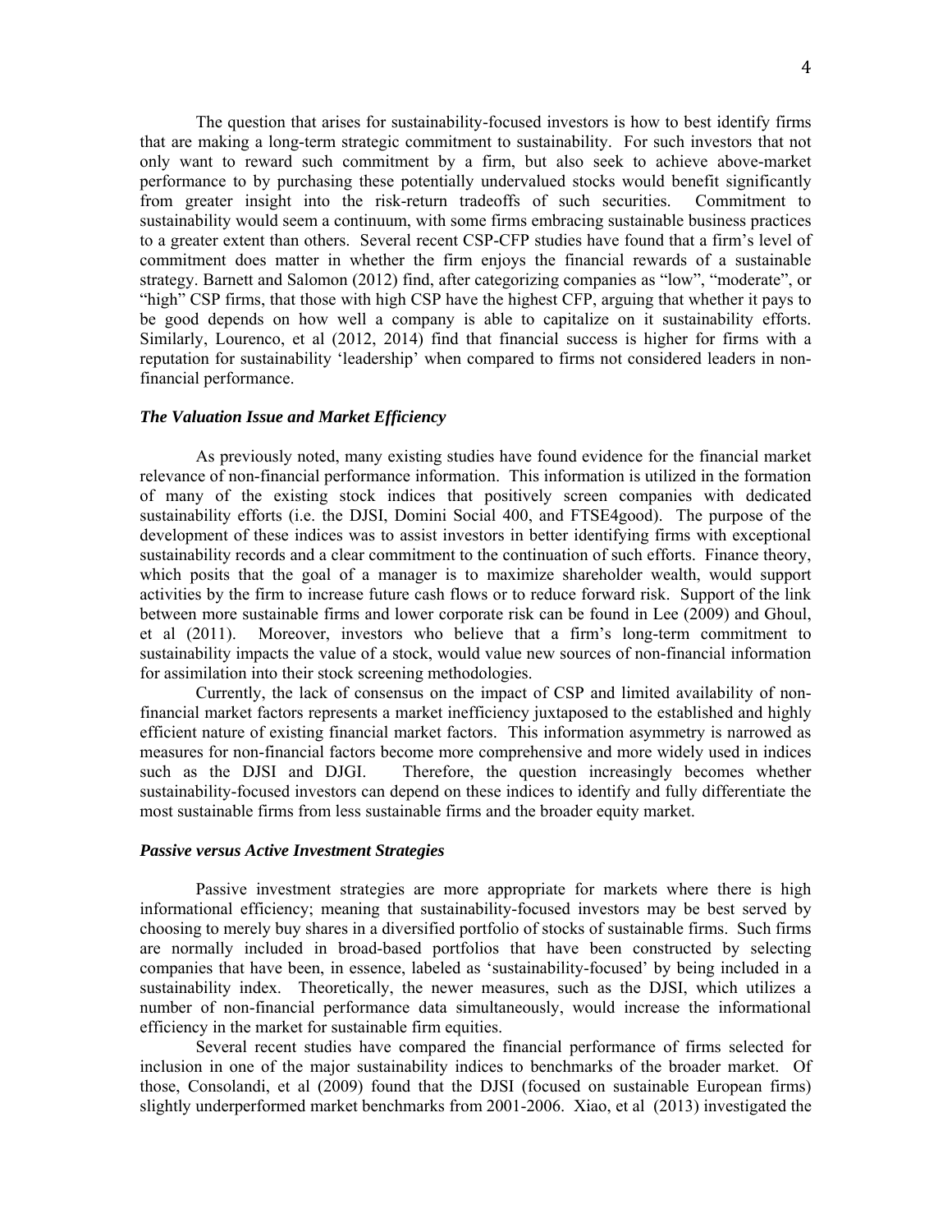The question that arises for sustainability-focused investors is how to best identify firms that are making a long-term strategic commitment to sustainability. For such investors that not only want to reward such commitment by a firm, but also seek to achieve above-market performance to by purchasing these potentially undervalued stocks would benefit significantly from greater insight into the risk-return tradeoffs of such securities. Commitment to sustainability would seem a continuum, with some firms embracing sustainable business practices to a greater extent than others. Several recent CSP-CFP studies have found that a firm's level of commitment does matter in whether the firm enjoys the financial rewards of a sustainable strategy. Barnett and Salomon (2012) find, after categorizing companies as "low", "moderate", or "high" CSP firms, that those with high CSP have the highest CFP, arguing that whether it pays to be good depends on how well a company is able to capitalize on it sustainability efforts. Similarly, Lourenco, et al (2012, 2014) find that financial success is higher for firms with a reputation for sustainability 'leadership' when compared to firms not considered leaders in non-financial performance.

### *The Valuation Issue and Market Efficiency*

As previously noted, many existing studies have found evidence for the financial market relevance of non-financial performance information. This information is utilized in the formation of many of the existing stock indices that positively screen companies with dedicated sustainability efforts (i.e. the DJSI, Domini Social 400, and FTSE4good). The purpose of the development of these indices was to assist investors in better identifying firms with exceptional sustainability records and a clear commitment to the continuation of such efforts. Finance theory, which posits that the goal of a manager is to maximize shareholder wealth, would support activities by the firm to increase future cash flows or to reduce forward risk. Support of the link between more sustainable firms and lower corporate risk can be found in Lee (2009) and Ghoul, et al (2011). Moreover, investors who believe that a firm's long-term commitment to sustainability impacts the value of a stock, would value new sources of non-financial information for assimilation into their stock screening methodologies.

Currently, the lack of consensus on the impact of CSP and limited availability of non-financial market factors represents a market inefficiency juxtaposed to the established and highly efficient nature of existing financial market factors. This information asymmetry is narrowed as measures for non-financial factors become more comprehensive and more widely used in indices such as the DJSI and DJGI. Therefore, the question increasingly becomes whether sustainability-focused investors can depend on these indices to identify and fully differentiate the most sustainable firms from less sustainable firms and the broader equity market.

### *Passive versus Active Investment Strategies*

Passive investment strategies are more appropriate for markets where there is high informational efficiency; meaning that sustainability-focused investors may be best served by choosing to merely buy shares in a diversified portfolio of stocks of sustainable firms. Such firms are normally included in broad-based portfolios that have been constructed by selecting companies that have been, in essence, labeled as 'sustainability-focused' by being included in a sustainability index. Theoretically, the newer measures, such as the DJSI, which utilizes a number of non-financial performance data simultaneously, would increase the informational efficiency in the market for sustainable firm equities.

Several recent studies have compared the financial performance of firms selected for inclusion in one of the major sustainability indices to benchmarks of the broader market. Of those, Consolandi, et al (2009) found that the DJSI (focused on sustainable European firms) slightly underperformed market benchmarks from 2001-2006. Xiao, et al (2013) investigated the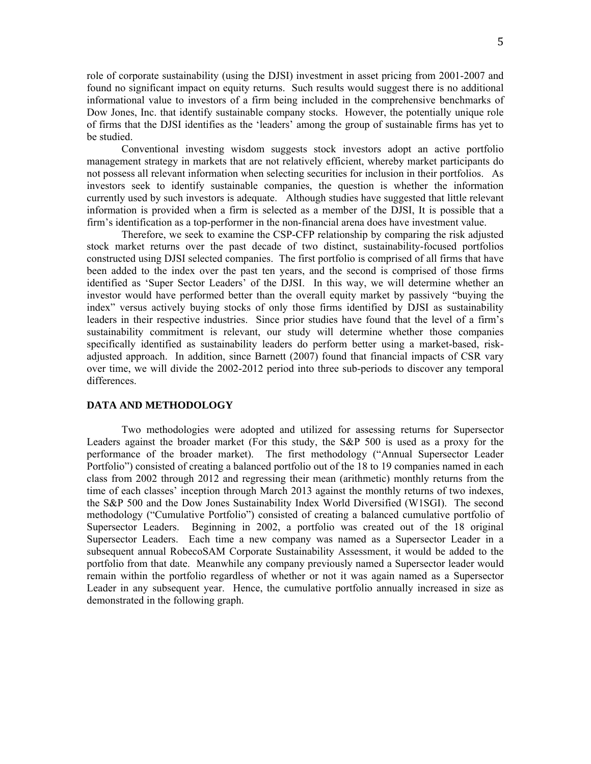role of corporate sustainability (using the DJSI) investment in asset pricing from 2001-2007 and found no significant impact on equity returns. Such results would suggest there is no additional informational value to investors of a firm being included in the comprehensive benchmarks of Dow Jones, Inc. that identify sustainable company stocks. However, the potentially unique role of firms that the DJSI identifies as the 'leaders' among the group of sustainable firms has yet to be studied.

Conventional investing wisdom suggests stock investors adopt an active portfolio management strategy in markets that are not relatively efficient, whereby market participants do not possess all relevant information when selecting securities for inclusion in their portfolios. As investors seek to identify sustainable companies, the question is whether the information currently used by such investors is adequate. Although studies have suggested that little relevant information is provided when a firm is selected as a member of the DJSI, It is possible that a firm's identification as a top-performer in the non-financial arena does have investment value.

Therefore, we seek to examine the CSP-CFP relationship by comparing the risk adjusted stock market returns over the past decade of two distinct, sustainability-focused portfolios constructed using DJSI selected companies. The first portfolio is comprised of all firms that have been added to the index over the past ten years, and the second is comprised of those firms identified as 'Super Sector Leaders' of the DJSI. In this way, we will determine whether an investor would have performed better than the overall equity market by passively "buying the index" versus actively buying stocks of only those firms identified by DJSI as sustainability leaders in their respective industries. Since prior studies have found that the level of a firm's sustainability commitment is relevant, our study will determine whether those companies specifically identified as sustainability leaders do perform better using a market-based, risk-adjusted approach. In addition, since Barnett (2007) found that financial impacts of CSR vary over time, we will divide the 2002-2012 period into three sub-periods to discover any temporal differences.

## DATA AND METHODOLOGY

Two methodologies were adopted and utilized for assessing returns for Supersector Leaders against the broader market (For this study, the S&P 500 is used as a proxy for the performance of the broader market). The first methodology ("Annual Supersector Leader Portfolio") consisted of creating a balanced portfolio out of the 18 to 19 companies named in each class from 2002 through 2012 and regressing their mean (arithmetic) monthly returns from the time of each classes' inception through March 2013 against the monthly returns of two indexes, the S&P 500 and the Dow Jones Sustainability Index World Diversified (W1SGI). The second methodology ("Cumulative Portfolio") consisted of creating a balanced cumulative portfolio of Supersector Leaders. Beginning in 2002, a portfolio was created out of the 18 original Supersector Leaders. Each time a new company was named as a Supersector Leader in a subsequent annual RobecoSAM Corporate Sustainability Assessment, it would be added to the portfolio from that date. Meanwhile any company previously named a Supersector leader would remain within the portfolio regardless of whether or not it was again named as a Supersector Leader in any subsequent year. Hence, the cumulative portfolio annually increased in size as demonstrated in the following graph.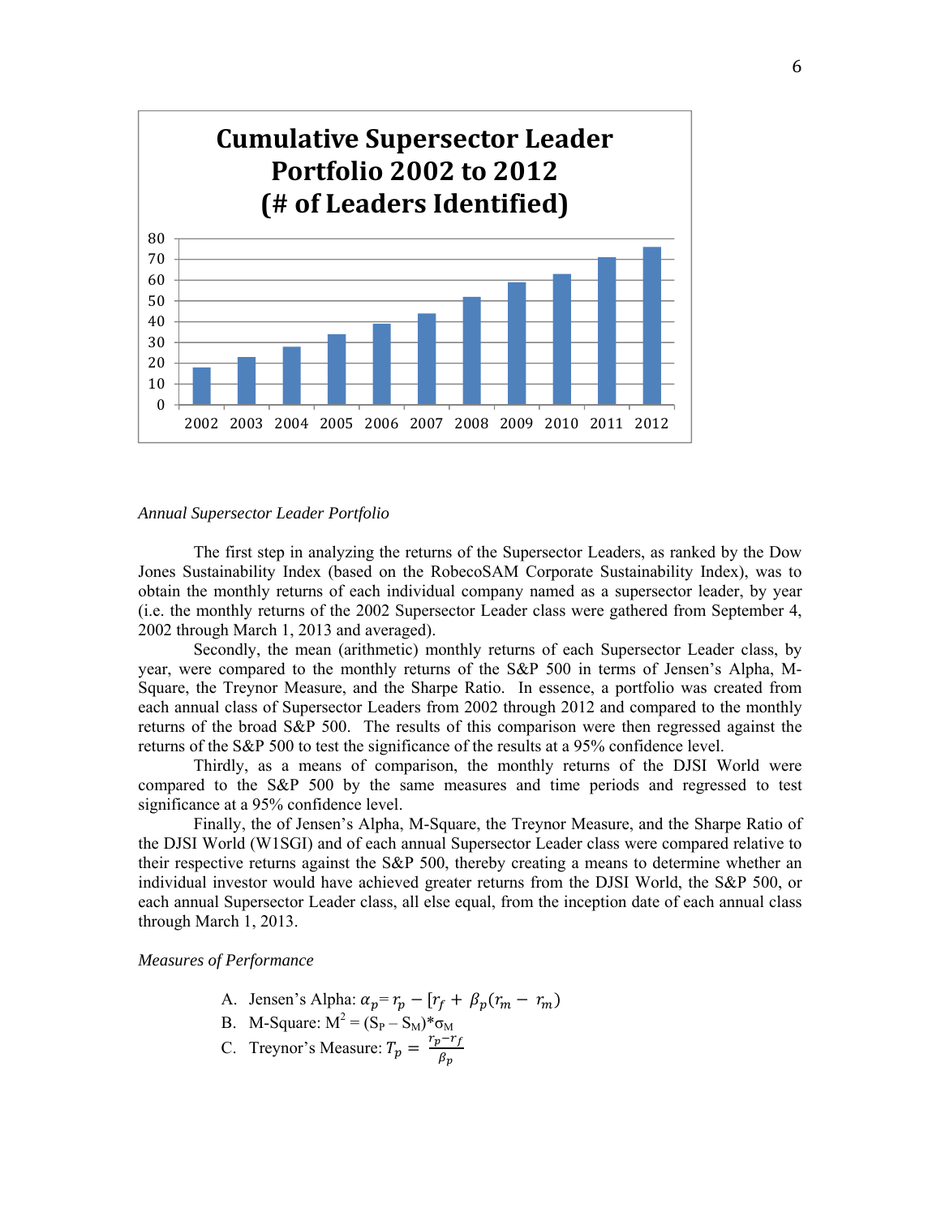**Cumulative Supersector Leader Portfolio 2002 to 2012 (# of Leaders Identified)**

*Annual Supersector Leader Portfolio*

The first step in analyzing the returns of the Supersector Leaders, as ranked by the Dow Jones Sustainability Index (based on the RobecoSAM Corporate Sustainability Index), was to obtain the monthly returns of each individual company named as a supersector leader, by year (i.e. the monthly returns of the 2002 Supersector Leader class were gathered from September 4, 2002 through March 1, 2013 and averaged).

Secondly, the mean (arithmetic) monthly returns of each Supersector Leader class, by year, were compared to the monthly returns of the S&P 500 in terms of Jensen's Alpha, M-Square, the Treynor Measure, and the Sharpe Ratio. In essence, a portfolio was created from each annual class of Supersector Leaders from 2002 through 2012 and compared to the monthly returns of the broad S&P 500. The results of this comparison were then regressed against the returns of the S&P 500 to test the significance of the results at a 95% confidence level.

Thirdly, as a means of comparison, the monthly returns of the DJSI World were compared to the S&P 500 by the same measures and time periods and regressed to test significance at a 95% confidence level.

Finally, the of Jensen's Alpha, M-Square, the Treynor Measure, and the Sharpe Ratio of the DJSI World (W1SGI) and of each annual Supersector Leader class were compared relative to their respective returns against the S&P 500, thereby creating a means to determine whether an individual investor would have achieved greater returns from the DJSI World, the S&P 500, or each annual Supersector Leader class, all else equal, from the inception date of each annual class through March 1, 2013.

*Measures of Performance*

A. Jensen's Alpha: $\alpha_p = r_p - [r_f + \beta_p(r_m - r_m)$
B. M-Square: $M^2 = (S_P - S_M)*\sigma_M$
C. Treynor's Measure: $T_p = \frac{r_p - r_f}{\beta_p}$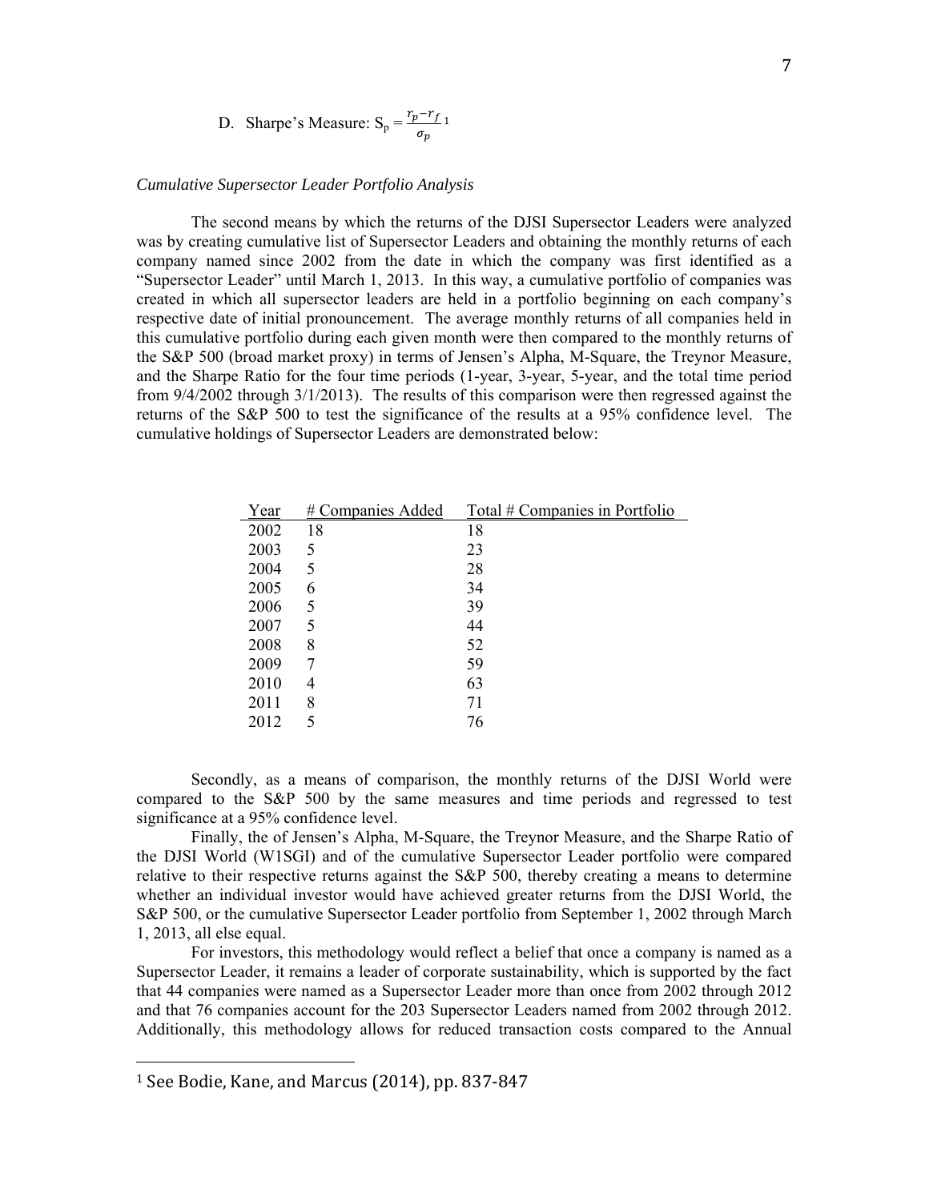D. Sharpe's Measure: $S_p = \frac{r_p - r_f}{\sigma_p}$ [1]

*Cumulative Supersector Leader Portfolio Analysis*

The second means by which the returns of the DJSI Supersector Leaders were analyzed was by creating cumulative list of Supersector Leaders and obtaining the monthly returns of each company named since 2002 from the date in which the company was first identified as a "Supersector Leader" until March 1, 2013. In this way, a cumulative portfolio of companies was created in which all supersector leaders are held in a portfolio beginning on each company's respective date of initial pronouncement. The average monthly returns of all companies held in this cumulative portfolio during each given month were then compared to the monthly returns of the S&P 500 (broad market proxy) in terms of Jensen's Alpha, M-Square, the Treynor Measure, and the Sharpe Ratio for the four time periods (1-year, 3-year, 5-year, and the total time period from 9/4/2002 through 3/1/2013). The results of this comparison were then regressed against the returns of the S&P 500 to test the significance of the results at a 95% confidence level. The cumulative holdings of Supersector Leaders are demonstrated below:

| Year | # Companies Added | Total # Companies in Portfolio |
|---|---|---|
| 2002 | 18 | 18 |
| 2003 | 5 | 23 |
| 2004 | 5 | 28 |
| 2005 | 6 | 34 |
| 2006 | 5 | 39 |
| 2007 | 5 | 44 |
| 2008 | 8 | 52 |
| 2009 | 7 | 59 |
| 2010 | 4 | 63 |
| 2011 | 8 | 71 |
| 2012 | 5 | 76 |

Secondly, as a means of comparison, the monthly returns of the DJSI World were compared to the S&P 500 by the same measures and time periods and regressed to test significance at a 95% confidence level.

Finally, the of Jensen's Alpha, M-Square, the Treynor Measure, and the Sharpe Ratio of the DJSI World (W1SGI) and of the cumulative Supersector Leader portfolio were compared relative to their respective returns against the S&P 500, thereby creating a means to determine whether an individual investor would have achieved greater returns from the DJSI World, the S&P 500, or the cumulative Supersector Leader portfolio from September 1, 2002 through March 1, 2013, all else equal.

For investors, this methodology would reflect a belief that once a company is named as a Supersector Leader, it remains a leader of corporate sustainability, which is supported by the fact that 44 companies were named as a Supersector Leader more than once from 2002 through 2012 and that 76 companies account for the 203 Supersector Leaders named from 2002 through 2012. Additionally, this methodology allows for reduced transaction costs compared to the Annual

[1] See Bodie, Kane, and Marcus (2014), pp. 837-847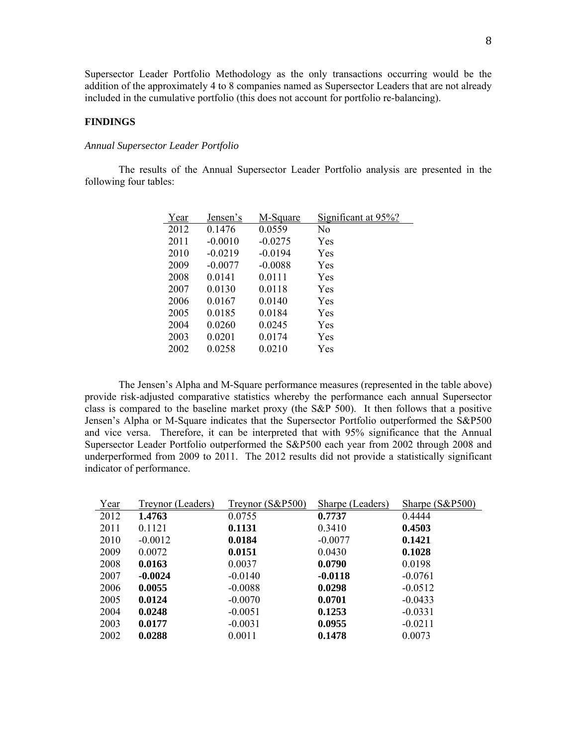Supersector Leader Portfolio Methodology as the only transactions occurring would be the addition of the approximately 4 to 8 companies named as Supersector Leaders that are not already included in the cumulative portfolio (this does not account for portfolio re-balancing).

## FINDINGS

### *Annual Supersector Leader Portfolio*

The results of the Annual Supersector Leader Portfolio analysis are presented in the following four tables:

| Year | Jensen's | M-Square | Significant at 95%? |
|---|---|---|---|
| 2012 | 0.1476 | 0.0559 | No |
| 2011 | -0.0010 | -0.0275 | Yes |
| 2010 | -0.0219 | -0.0194 | Yes |
| 2009 | -0.0077 | -0.0088 | Yes |
| 2008 | 0.0141 | 0.0111 | Yes |
| 2007 | 0.0130 | 0.0118 | Yes |
| 2006 | 0.0167 | 0.0140 | Yes |
| 2005 | 0.0185 | 0.0184 | Yes |
| 2004 | 0.0260 | 0.0245 | Yes |
| 2003 | 0.0201 | 0.0174 | Yes |
| 2002 | 0.0258 | 0.0210 | Yes |

The Jensen's Alpha and M-Square performance measures (represented in the table above) provide risk-adjusted comparative statistics whereby the performance each annual Supersector class is compared to the baseline market proxy (the S&P 500). It then follows that a positive Jensen's Alpha or M-Square indicates that the Supersector Portfolio outperformed the S&P500 and vice versa. Therefore, it can be interpreted that with 95% significance that the Annual Supersector Leader Portfolio outperformed the S&P500 each year from 2002 through 2008 and underperformed from 2009 to 2011. The 2012 results did not provide a statistically significant indicator of performance.

| Year | Treynor (Leaders) | Treynor (S&P500) | Sharpe (Leaders) | Sharpe (S&P500) |
|---|---|---|---|---|
| 2012 | **1.4763** | 0.0755 | **0.7737** | 0.4444 |
| 2011 | 0.1121 | **0.1131** | 0.3410 | **0.4503** |
| 2010 | -0.0012 | **0.0184** | -0.0077 | **0.1421** |
| 2009 | 0.0072 | **0.0151** | 0.0430 | **0.1028** |
| 2008 | **0.0163** | 0.0037 | **0.0790** | 0.0198 |
| 2007 | **-0.0024** | -0.0140 | **-0.0118** | -0.0761 |
| 2006 | **0.0055** | -0.0088 | **0.0298** | -0.0512 |
| 2005 | **0.0124** | -0.0070 | **0.0701** | -0.0433 |
| 2004 | **0.0248** | -0.0051 | **0.1253** | -0.0331 |
| 2003 | **0.0177** | -0.0031 | **0.0955** | -0.0211 |
| 2002 | **0.0288** | 0.0011 | **0.1478** | 0.0073 |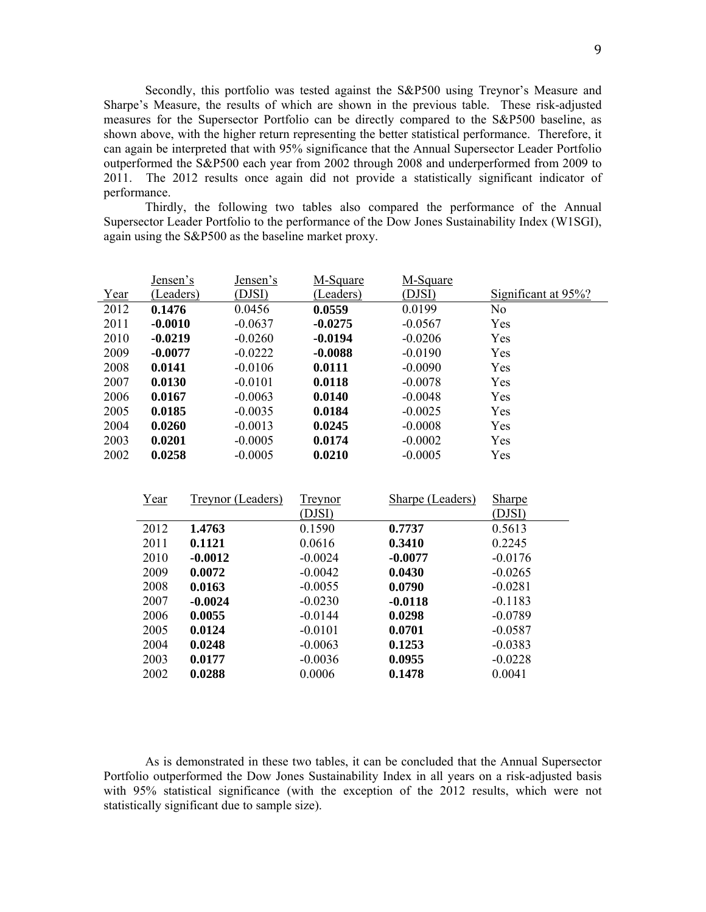Secondly, this portfolio was tested against the S&P500 using Treynor's Measure and Sharpe's Measure, the results of which are shown in the previous table. These risk-adjusted measures for the Supersector Portfolio can be directly compared to the S&P500 baseline, as shown above, with the higher return representing the better statistical performance. Therefore, it can again be interpreted that with 95% significance that the Annual Supersector Leader Portfolio outperformed the S&P500 each year from 2002 through 2008 and underperformed from 2009 to 2011. The 2012 results once again did not provide a statistically significant indicator of performance.

Thirdly, the following two tables also compared the performance of the Annual Supersector Leader Portfolio to the performance of the Dow Jones Sustainability Index (W1SGI), again using the S&P500 as the baseline market proxy.

| Year | Jensen's (Leaders) | Jensen's (DJSI) | M-Square (Leaders) | M-Square (DJSI) | Significant at 95%? |
|---|---|---|---|---|---|
| 2012 | **0.1476** | 0.0456 | **0.0559** | 0.0199 | No |
| 2011 | **-0.0010** | -0.0637 | **-0.0275** | -0.0567 | Yes |
| 2010 | **-0.0219** | -0.0260 | **-0.0194** | -0.0206 | Yes |
| 2009 | **-0.0077** | -0.0222 | **-0.0088** | -0.0190 | Yes |
| 2008 | **0.0141** | -0.0106 | **0.0111** | -0.0090 | Yes |
| 2007 | **0.0130** | -0.0101 | **0.0118** | -0.0078 | Yes |
| 2006 | **0.0167** | -0.0063 | **0.0140** | -0.0048 | Yes |
| 2005 | **0.0185** | -0.0035 | **0.0184** | -0.0025 | Yes |
| 2004 | **0.0260** | -0.0013 | **0.0245** | -0.0008 | Yes |
| 2003 | **0.0201** | -0.0005 | **0.0174** | -0.0002 | Yes |
| 2002 | **0.0258** | -0.0005 | **0.0210** | -0.0005 | Yes |

| Year | Treynor (Leaders) | Treynor (DJSI) | Sharpe (Leaders) | Sharpe (DJSI) |
|---|---|---|---|---|
| 2012 | **1.4763** | 0.1590 | **0.7737** | 0.5613 |
| 2011 | **0.1121** | 0.0616 | **0.3410** | 0.2245 |
| 2010 | **-0.0012** | -0.0024 | **-0.0077** | -0.0176 |
| 2009 | **0.0072** | -0.0042 | **0.0430** | -0.0265 |
| 2008 | **0.0163** | -0.0055 | **0.0790** | -0.0281 |
| 2007 | **-0.0024** | -0.0230 | **-0.0118** | -0.1183 |
| 2006 | **0.0055** | -0.0144 | **0.0298** | -0.0789 |
| 2005 | **0.0124** | -0.0101 | **0.0701** | -0.0587 |
| 2004 | **0.0248** | -0.0063 | **0.1253** | -0.0383 |
| 2003 | **0.0177** | -0.0036 | **0.0955** | -0.0228 |
| 2002 | **0.0288** | 0.0006 | **0.1478** | 0.0041 |

As is demonstrated in these two tables, it can be concluded that the Annual Supersector Portfolio outperformed the Dow Jones Sustainability Index in all years on a risk-adjusted basis with 95% statistical significance (with the exception of the 2012 results, which were not statistically significant due to sample size).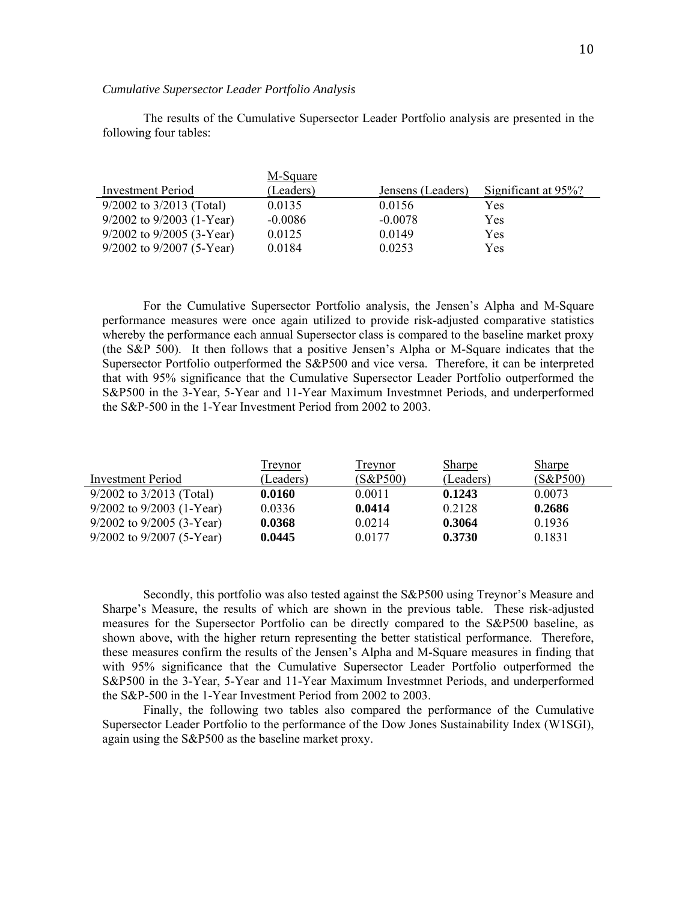*Cumulative Supersector Leader Portfolio Analysis*

The results of the Cumulative Supersector Leader Portfolio analysis are presented in the following four tables:

| Investment Period | M-Square (Leaders) | Jensens (Leaders) | Significant at 95%? |
|---|---|---|---|
| 9/2002 to 3/2013 (Total) | 0.0135 | 0.0156 | Yes |
| 9/2002 to 9/2003 (1-Year) | -0.0086 | -0.0078 | Yes |
| 9/2002 to 9/2005 (3-Year) | 0.0125 | 0.0149 | Yes |
| 9/2002 to 9/2007 (5-Year) | 0.0184 | 0.0253 | Yes |

For the Cumulative Supersector Portfolio analysis, the Jensen's Alpha and M-Square performance measures were once again utilized to provide risk-adjusted comparative statistics whereby the performance each annual Supersector class is compared to the baseline market proxy (the S&P 500). It then follows that a positive Jensen's Alpha or M-Square indicates that the Supersector Portfolio outperformed the S&P500 and vice versa. Therefore, it can be interpreted that with 95% significance that the Cumulative Supersector Leader Portfolio outperformed the S&P500 in the 3-Year, 5-Year and 11-Year Maximum Investmnet Periods, and underperformed the S&P-500 in the 1-Year Investment Period from 2002 to 2003.

| Investment Period | Treynor (Leaders) | Treynor (S&P500) | Sharpe (Leaders) | Sharpe (S&P500) |
|---|---|---|---|---|
| 9/2002 to 3/2013 (Total) | **0.0160** | 0.0011 | **0.1243** | 0.0073 |
| 9/2002 to 9/2003 (1-Year) | 0.0336 | **0.0414** | 0.2128 | **0.2686** |
| 9/2002 to 9/2005 (3-Year) | **0.0368** | 0.0214 | **0.3064** | 0.1936 |
| 9/2002 to 9/2007 (5-Year) | **0.0445** | 0.0177 | **0.3730** | 0.1831 |

Secondly, this portfolio was also tested against the S&P500 using Treynor's Measure and Sharpe's Measure, the results of which are shown in the previous table. These risk-adjusted measures for the Supersector Portfolio can be directly compared to the S&P500 baseline, as shown above, with the higher return representing the better statistical performance. Therefore, these measures confirm the results of the Jensen's Alpha and M-Square measures in finding that with 95% significance that the Cumulative Supersector Leader Portfolio outperformed the S&P500 in the 3-Year, 5-Year and 11-Year Maximum Investmnet Periods, and underperformed the S&P-500 in the 1-Year Investment Period from 2002 to 2003.

Finally, the following two tables also compared the performance of the Cumulative Supersector Leader Portfolio to the performance of the Dow Jones Sustainability Index (W1SGI), again using the S&P500 as the baseline market proxy.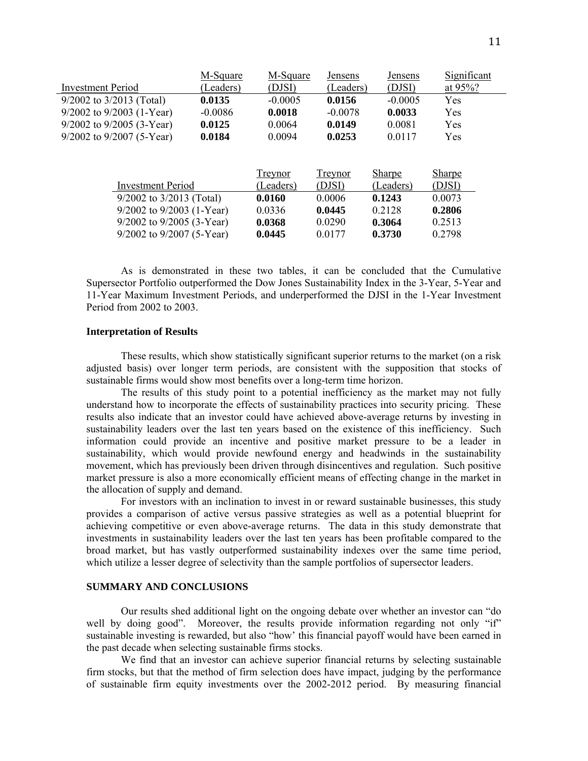| Investment Period | M-Square (Leaders) | M-Square (DJSI) | Jensens (Leaders) | Jensens (DJSI) | Significant at 95%? |
|---|---|---|---|---|---|
| 9/2002 to 3/2013 (Total) | **0.0135** | -0.0005 | **0.0156** | -0.0005 | Yes |
| 9/2002 to 9/2003 (1-Year) | -0.0086 | **0.0018** | -0.0078 | **0.0033** | Yes |
| 9/2002 to 9/2005 (3-Year) | **0.0125** | 0.0064 | **0.0149** | 0.0081 | Yes |
| 9/2002 to 9/2007 (5-Year) | **0.0184** | 0.0094 | **0.0253** | 0.0117 | Yes |

| Investment Period | Treynor (Leaders) | Treynor (DJSI) | Sharpe (Leaders) | Sharpe (DJSI) |
|---|---|---|---|---|
| 9/2002 to 3/2013 (Total) | **0.0160** | 0.0006 | **0.1243** | 0.0073 |
| 9/2002 to 9/2003 (1-Year) | 0.0336 | **0.0445** | 0.2128 | **0.2806** |
| 9/2002 to 9/2005 (3-Year) | **0.0368** | 0.0290 | **0.3064** | 0.2513 |
| 9/2002 to 9/2007 (5-Year) | **0.0445** | 0.0177 | **0.3730** | 0.2798 |

As is demonstrated in these two tables, it can be concluded that the Cumulative Supersector Portfolio outperformed the Dow Jones Sustainability Index in the 3-Year, 5-Year and 11-Year Maximum Investment Periods, and underperformed the DJSI in the 1-Year Investment Period from 2002 to 2003.

**Interpretation of Results**

These results, which show statistically significant superior returns to the market (on a risk adjusted basis) over longer term periods, are consistent with the supposition that stocks of sustainable firms would show most benefits over a long-term time horizon.

The results of this study point to a potential inefficiency as the market may not fully understand how to incorporate the effects of sustainability practices into security pricing. These results also indicate that an investor could have achieved above-average returns by investing in sustainability leaders over the last ten years based on the existence of this inefficiency. Such information could provide an incentive and positive market pressure to be a leader in sustainability, which would provide newfound energy and headwinds in the sustainability movement, which has previously been driven through disincentives and regulation. Such positive market pressure is also a more economically efficient means of effecting change in the market in the allocation of supply and demand.

For investors with an inclination to invest in or reward sustainable businesses, this study provides a comparison of active versus passive strategies as well as a potential blueprint for achieving competitive or even above-average returns. The data in this study demonstrate that investments in sustainability leaders over the last ten years has been profitable compared to the broad market, but has vastly outperformed sustainability indexes over the same time period, which utilize a lesser degree of selectivity than the sample portfolios of supersector leaders.

**SUMMARY AND CONCLUSIONS**

Our results shed additional light on the ongoing debate over whether an investor can "do well by doing good". Moreover, the results provide information regarding not only "if" sustainable investing is rewarded, but also "how' this financial payoff would have been earned in the past decade when selecting sustainable firms stocks.

We find that an investor can achieve superior financial returns by selecting sustainable firm stocks, but that the method of firm selection does have impact, judging by the performance of sustainable firm equity investments over the 2002-2012 period. By measuring financial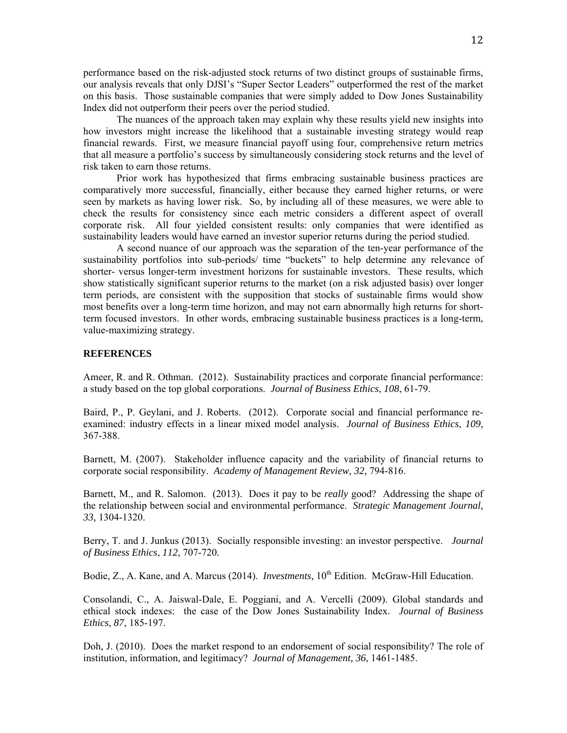performance based on the risk-adjusted stock returns of two distinct groups of sustainable firms, our analysis reveals that only DJSI's "Super Sector Leaders" outperformed the rest of the market on this basis. Those sustainable companies that were simply added to Dow Jones Sustainability Index did not outperform their peers over the period studied.

The nuances of the approach taken may explain why these results yield new insights into how investors might increase the likelihood that a sustainable investing strategy would reap financial rewards. First, we measure financial payoff using four, comprehensive return metrics that all measure a portfolio's success by simultaneously considering stock returns and the level of risk taken to earn those returns.

Prior work has hypothesized that firms embracing sustainable business practices are comparatively more successful, financially, either because they earned higher returns, or were seen by markets as having lower risk. So, by including all of these measures, we were able to check the results for consistency since each metric considers a different aspect of overall corporate risk. All four yielded consistent results: only companies that were identified as sustainability leaders would have earned an investor superior returns during the period studied.

A second nuance of our approach was the separation of the ten-year performance of the sustainability portfolios into sub-periods/ time "buckets" to help determine any relevance of shorter- versus longer-term investment horizons for sustainable investors. These results, which show statistically significant superior returns to the market (on a risk adjusted basis) over longer term periods, are consistent with the supposition that stocks of sustainable firms would show most benefits over a long-term time horizon, and may not earn abnormally high returns for short-term focused investors. In other words, embracing sustainable business practices is a long-term, value-maximizing strategy.

**REFERENCES**

Ameer, R. and R. Othman. (2012). Sustainability practices and corporate financial performance: a study based on the top global corporations. *Journal of Business Ethics*, *108*, 61-79.

Baird, P., P. Geylani, and J. Roberts. (2012). Corporate social and financial performance re-examined: industry effects in a linear mixed model analysis. *Journal of Business Ethics*, *109*, 367-388.

Barnett, M. (2007). Stakeholder influence capacity and the variability of financial returns to corporate social responsibility. *Academy of Management Review, 32,* 794-816.

Barnett, M., and R. Salomon. (2013). Does it pay to be *really* good? Addressing the shape of the relationship between social and environmental performance. *Strategic Management Journal, 33,* 1304-1320.

Berry, T. and J. Junkus (2013). Socially responsible investing: an investor perspective. *Journal of Business Ethics*, *112*, 707-720.

Bodie, Z., A. Kane, and A. Marcus (2014). *Investments,* 10th Edition. McGraw-Hill Education.

Consolandi, C., A. Jaiswal-Dale, E. Poggiani, and A. Vercelli (2009). Global standards and ethical stock indexes: the case of the Dow Jones Sustainability Index. *Journal of Business Ethics*, *87*, 185-197.

Doh, J. (2010). Does the market respond to an endorsement of social responsibility? The role of institution, information, and legitimacy? *Journal of Management, 36*, 1461-1485.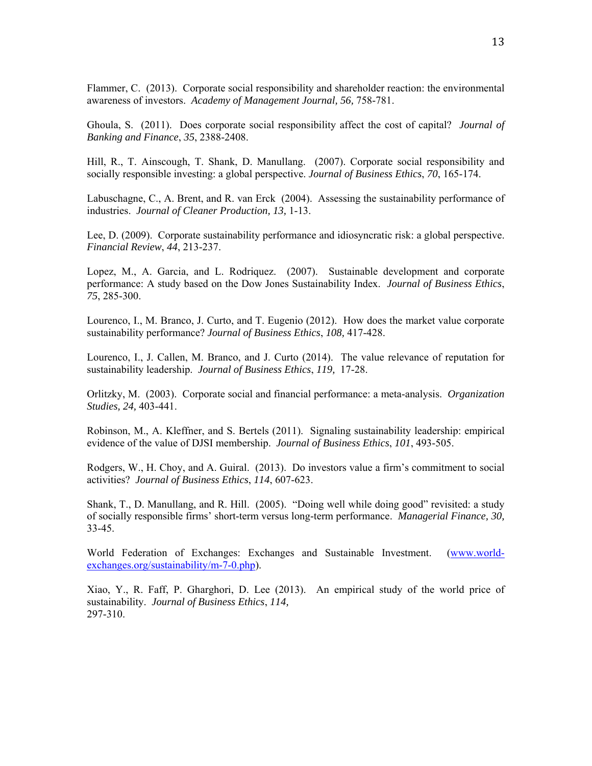Flammer, C. (2013). Corporate social responsibility and shareholder reaction: the environmental awareness of investors. *Academy of Management Journal, 56,* 758-781.

Ghoula, S. (2011). Does corporate social responsibility affect the cost of capital? *Journal of Banking and Finance*, *35*, 2388-2408.

Hill, R., T. Ainscough, T. Shank, D. Manullang. (2007). Corporate social responsibility and socially responsible investing: a global perspective. *Journal of Business Ethics*, *70*, 165-174.

Labuschagne, C., A. Brent, and R. van Erck (2004). Assessing the sustainability performance of industries. *Journal of Cleaner Production, 13,* 1-13.

Lee, D. (2009). Corporate sustainability performance and idiosyncratic risk: a global perspective. *Financial Review*, *44*, 213-237.

Lopez, M., A. Garcia, and L. Rodriquez. (2007). Sustainable development and corporate performance: A study based on the Dow Jones Sustainability Index. *Journal of Business Ethics*, *75*, 285-300.

Lourenco, I., M. Branco, J. Curto, and T. Eugenio (2012). How does the market value corporate sustainability performance? *Journal of Business Ethics*, *108,* 417-428.

Lourenco, I., J. Callen, M. Branco, and J. Curto (2014). The value relevance of reputation for sustainability leadership. *Journal of Business Ethics*, *119,* 17-28.

Orlitzky, M. (2003). Corporate social and financial performance: a meta-analysis. *Organization Studies, 24,* 403-441.

Robinson, M., A. Kleffner, and S. Bertels (2011). Signaling sustainability leadership: empirical evidence of the value of DJSI membership. *Journal of Business Ethics*, *101*, 493-505.

Rodgers, W., H. Choy, and A. Guiral. (2013). Do investors value a firm's commitment to social activities? *Journal of Business Ethics*, *114*, 607-623.

Shank, T., D. Manullang, and R. Hill. (2005). "Doing well while doing good" revisited: a study of socially responsible firms' short-term versus long-term performance. *Managerial Finance, 30,* 33-45.

World Federation of Exchanges: Exchanges and Sustainable Investment. (www.world-exchanges.org/sustainability/m-7-0.php).

Xiao, Y., R. Faff, P. Gharghori, D. Lee (2013). An empirical study of the world price of sustainability. *Journal of Business Ethics*, *114,* 297-310.